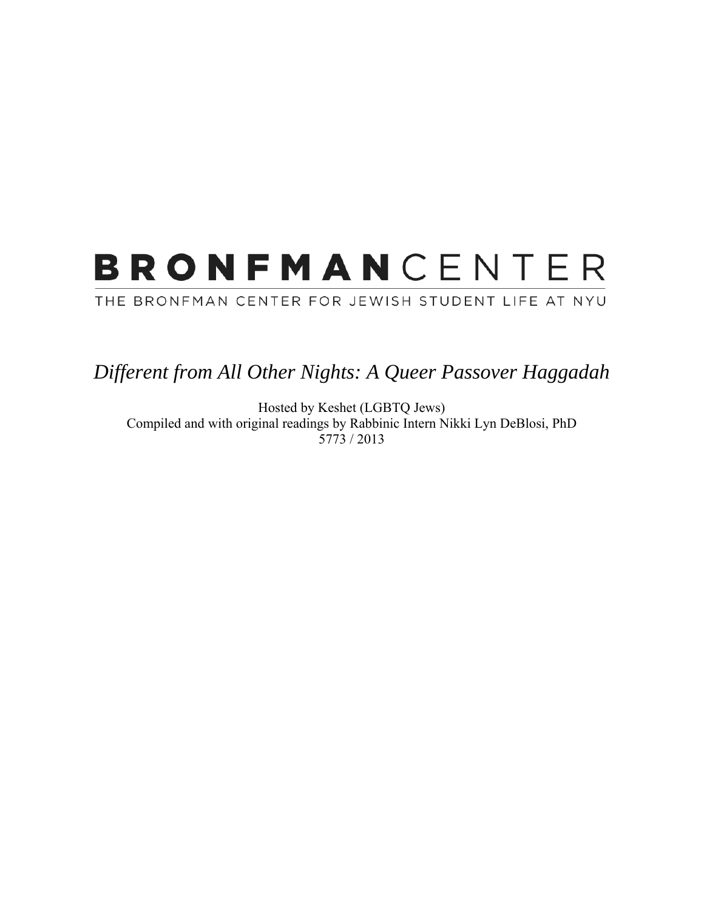# BRONFMANCENTER

THE BRONFMAN CENTER FOR JEWISH STUDENT LIFE AT NYU

*Different from All Other Nights: A Queer Passover Haggadah*

Hosted by Keshet (LGBTQ Jews)
Compiled and with original readings by Rabbinic Intern Nikki Lyn DeBlosi, PhD
5773 / 2013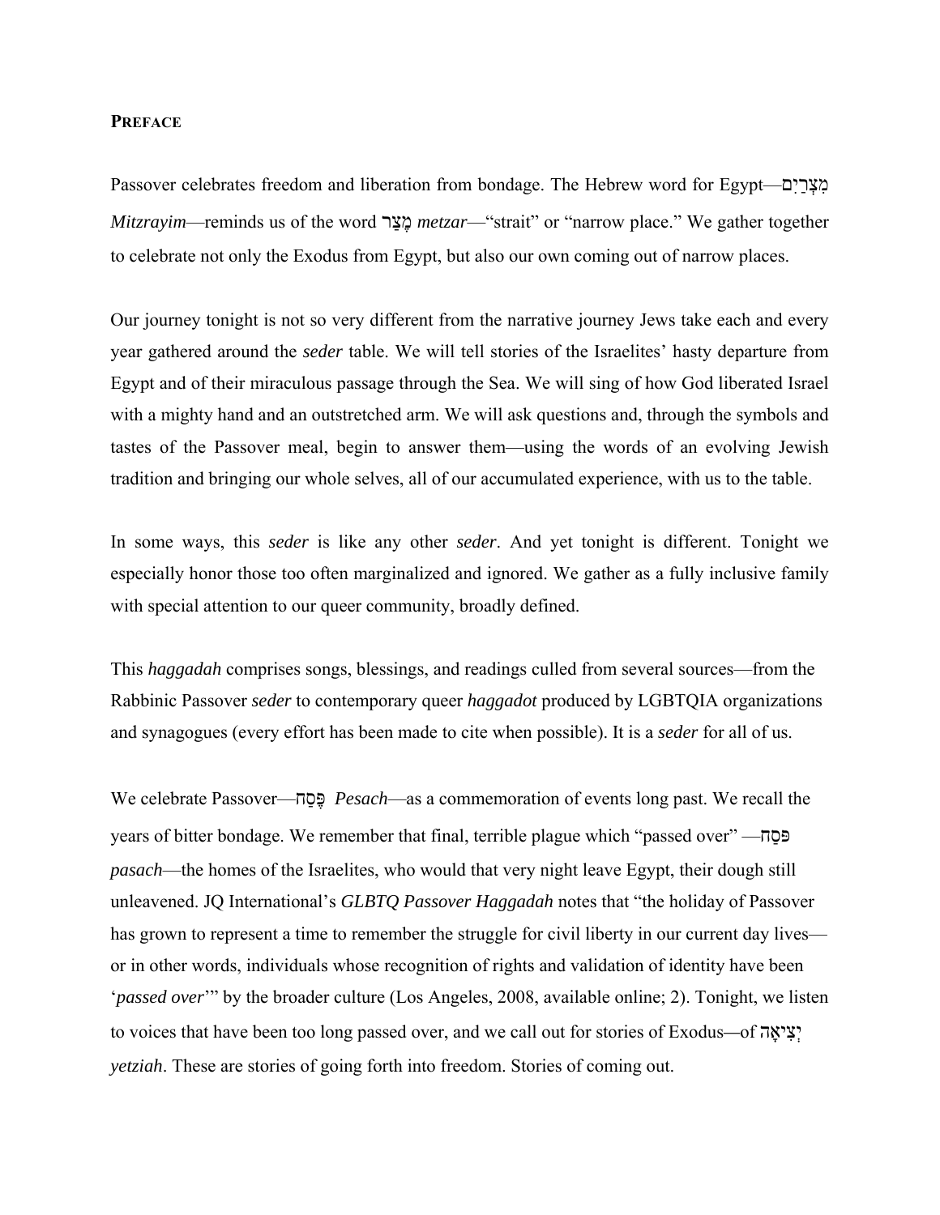**PREFACE**

Passover celebrates freedom and liberation from bondage. The Hebrew word for Egypt—מִצְרַיִם *Mitzrayim*—reminds us of the word מֵצַר *metzar*—"strait" or "narrow place." We gather together to celebrate not only the Exodus from Egypt, but also our own coming out of narrow places.

Our journey tonight is not so very different from the narrative journey Jews take each and every year gathered around the *seder* table. We will tell stories of the Israelites' hasty departure from Egypt and of their miraculous passage through the Sea. We will sing of how God liberated Israel with a mighty hand and an outstretched arm. We will ask questions and, through the symbols and tastes of the Passover meal, begin to answer them—using the words of an evolving Jewish tradition and bringing our whole selves, all of our accumulated experience, with us to the table.

In some ways, this *seder* is like any other *seder*. And yet tonight is different. Tonight we especially honor those too often marginalized and ignored. We gather as a fully inclusive family with special attention to our queer community, broadly defined.

This *haggadah* comprises songs, blessings, and readings culled from several sources—from the Rabbinic Passover *seder* to contemporary queer *haggadot* produced by LGBTQIA organizations and synagogues (every effort has been made to cite when possible). It is a *seder* for all of us.

We celebrate Passover—פֶּסַח *Pesach*—as a commemoration of events long past. We recall the years of bitter bondage. We remember that final, terrible plague which "passed over" —פּסַח *pasach*—the homes of the Israelites, who would that very night leave Egypt, their dough still unleavened. JQ International's *GLBTQ Passover Haggadah* notes that "the holiday of Passover has grown to represent a time to remember the struggle for civil liberty in our current day lives—or in other words, individuals whose recognition of rights and validation of identity have been '*passed over*'" by the broader culture (Los Angeles, 2008, available online; 2). Tonight, we listen to voices that have been too long passed over, and we call out for stories of Exodus—of יְצִיאָה *yetziah*. These are stories of going forth into freedom. Stories of coming out.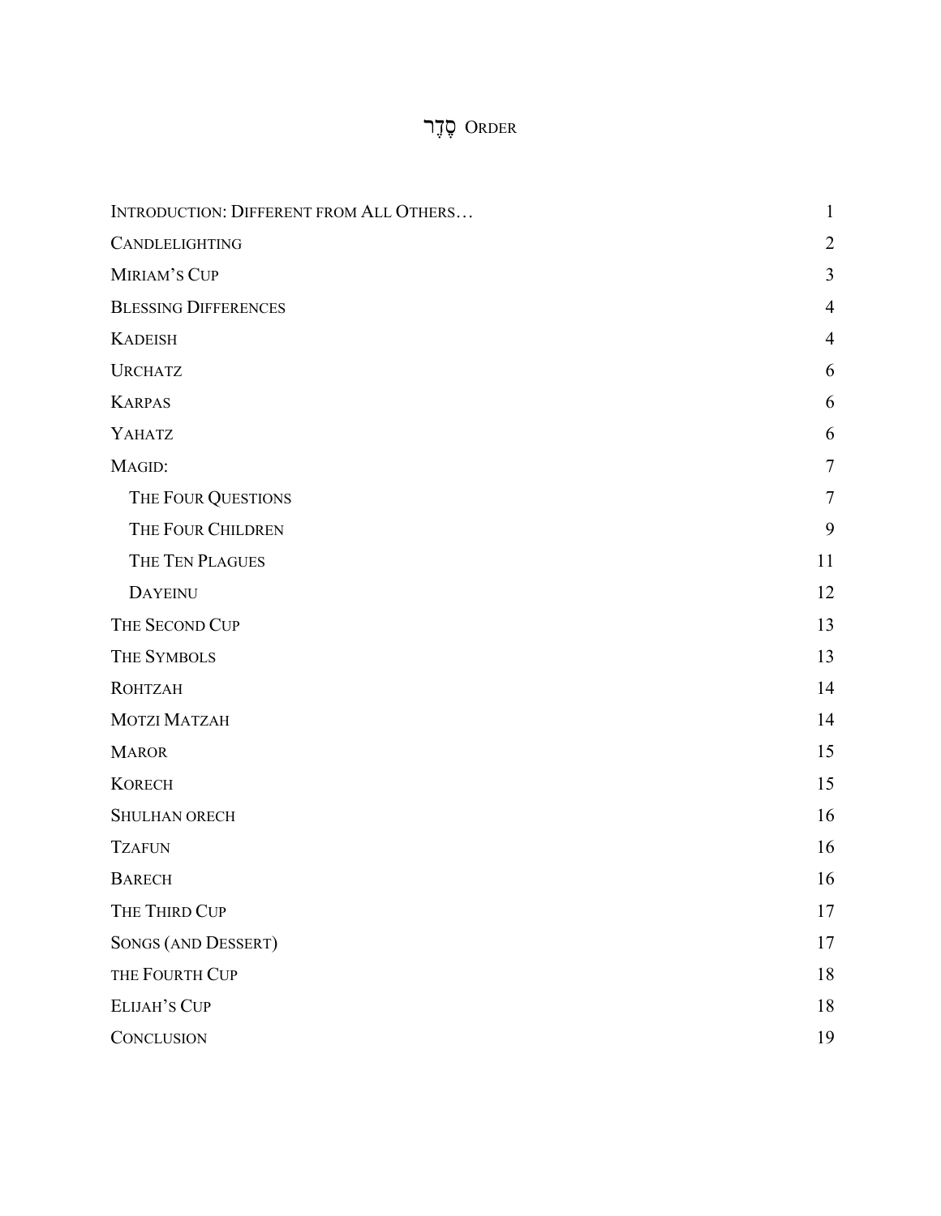# סֵדֶר ORDER

| | |
|---|---|
| INTRODUCTION: DIFFERENT FROM ALL OTHERS… | 1 |
| CANDLELIGHTING | 2 |
| MIRIAM'S CUP | 3 |
| BLESSING DIFFERENCES | 4 |
| KADEISH | 4 |
| URCHATZ | 6 |
| KARPAS | 6 |
| YAHATZ | 6 |
| MAGID: | 7 |
| THE FOUR QUESTIONS | 7 |
| THE FOUR CHILDREN | 9 |
| THE TEN PLAGUES | 11 |
| DAYEINU | 12 |
| THE SECOND CUP | 13 |
| THE SYMBOLS | 13 |
| ROHTZAH | 14 |
| MOTZI MATZAH | 14 |
| MAROR | 15 |
| KORECH | 15 |
| SHULHAN ORECH | 16 |
| TZAFUN | 16 |
| BARECH | 16 |
| THE THIRD CUP | 17 |
| SONGS (AND DESSERT) | 17 |
| THE FOURTH CUP | 18 |
| ELIJAH'S CUP | 18 |
| CONCLUSION | 19 |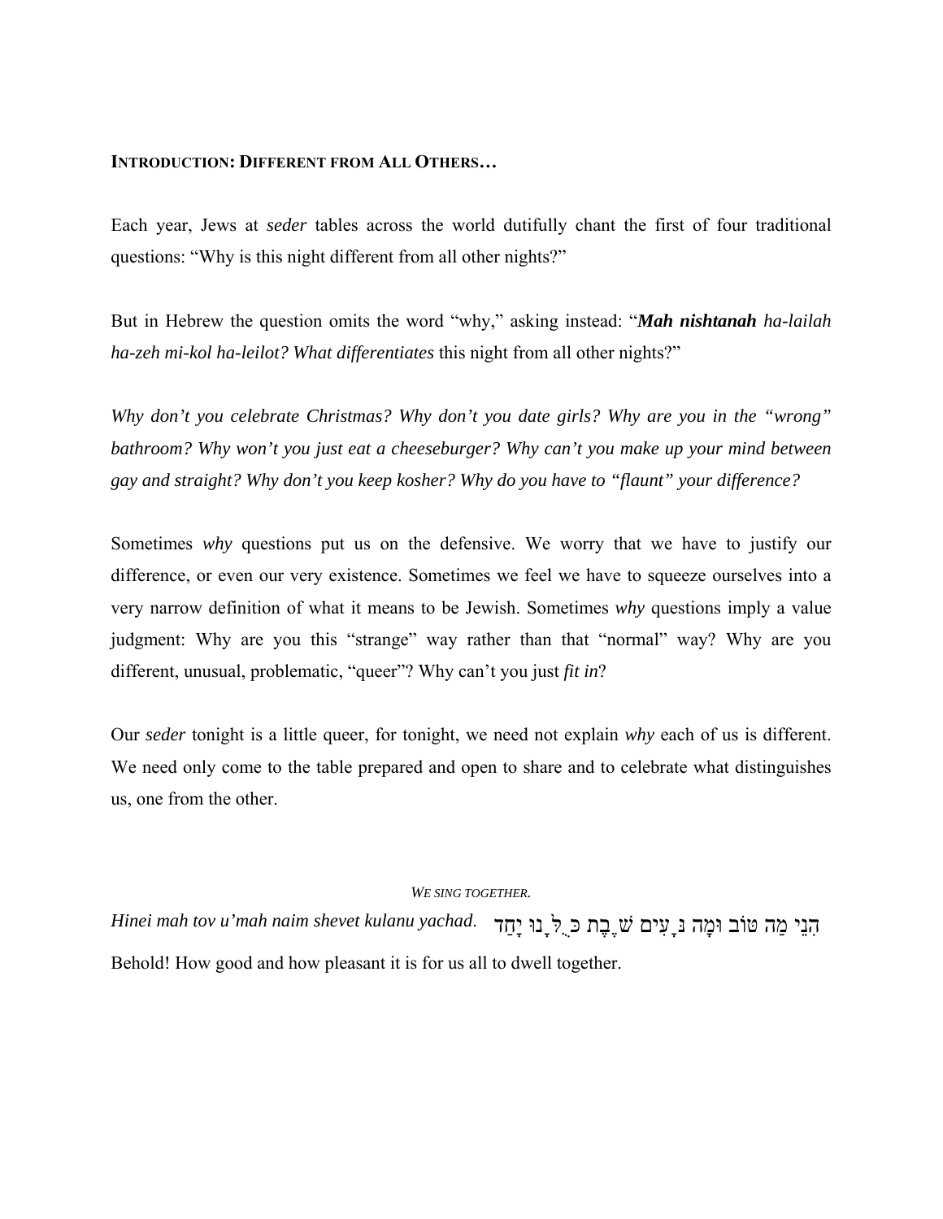## INTRODUCTION: DIFFERENT FROM ALL OTHERS…

Each year, Jews at *seder* tables across the world dutifully chant the first of four traditional questions: "Why is this night different from all other nights?"

But in Hebrew the question omits the word "why," asking instead: "***Mah nishtanah*** *ha-lailah ha-zeh mi-kol ha-leilot? What differentiates* this night from all other nights?"

*Why don't you celebrate Christmas? Why don't you date girls? Why are you in the "wrong" bathroom? Why won't you just eat a cheeseburger? Why can't you make up your mind between gay and straight? Why don't you keep kosher? Why do you have to "flaunt" your difference?*

Sometimes *why* questions put us on the defensive. We worry that we have to justify our difference, or even our very existence. Sometimes we feel we have to squeeze ourselves into a very narrow definition of what it means to be Jewish. Sometimes *why* questions imply a value judgment: Why are you this "strange" way rather than that "normal" way? Why are you different, unusual, problematic, "queer"? Why can't you just *fit in*?

Our *seder* tonight is a little queer, for tonight, we need not explain *why* each of us is different. We need only come to the table prepared and open to share and to celebrate what distinguishes us, one from the other.

*WE SING TOGETHER.*

*Hinei mah tov u'mah naim shevet kulanu yachad.* הִנֵּה מַה טּוֹב וּמַה נָּעִים שֶׁבֶת כֻּלָּנוּ יָחַד

Behold! How good and how pleasant it is for us all to dwell together.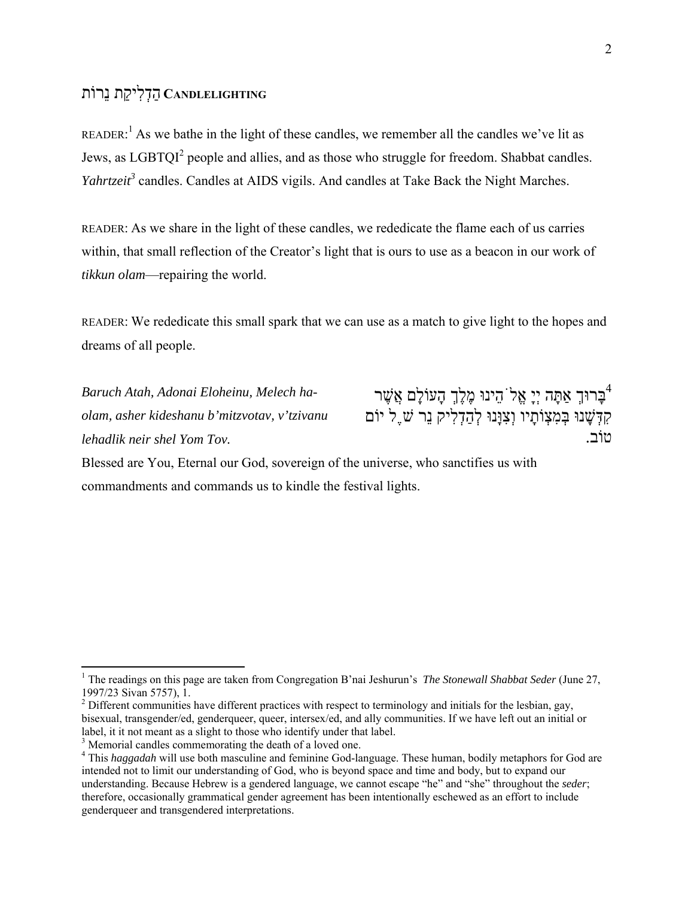## הַדְלִיקַת נֵרוֹת Candlelighting

READER:[1] As we bathe in the light of these candles, we remember all the candles we've lit as Jews, as LGBTQI[2] people and allies, and as those who struggle for freedom. Shabbat candles. *Yahrtzeit*[3] candles. Candles at AIDS vigils. And candles at Take Back the Night Marches.

READER: As we share in the light of these candles, we rededicate the flame each of us carries within, that small reflection of the Creator's light that is ours to use as a beacon in our work of *tikkun olam*—repairing the world.

READER: We rededicate this small spark that we can use as a match to give light to the hopes and dreams of all people.

*Baruch Atah, Adonai Eloheinu, Melech ha-olam, asher kideshanu b'mitzvotav, v'tzivanu lehadlik neir shel Yom Tov.*

[4]בָּרוּךְ אַתָּה יְיָ אֱלֹהֵינוּ מֶלֶךְ הָעוֹלָם אֲשֶׁר קִדְּשָׁנוּ בְּמִצְוֹתָיו וְצִוָּנוּ לְהַדְלִיק נֵר שֶׁל יוֹם טוֹב.

Blessed are You, Eternal our God, sovereign of the universe, who sanctifies us with commandments and commands us to kindle the festival lights.

---

[1] The readings on this page are taken from Congregation B'nai Jeshurun's *The Stonewall Shabbat Seder* (June 27, 1997/23 Sivan 5757), 1.

[2] Different communities have different practices with respect to terminology and initials for the lesbian, gay, bisexual, transgender/ed, genderqueer, queer, intersex/ed, and ally communities. If we have left out an initial or label, it it not meant as a slight to those who identify under that label.

[3] Memorial candles commemorating the death of a loved one.

[4] This *haggadah* will use both masculine and feminine God-language. These human, bodily metaphors for God are intended not to limit our understanding of God, who is beyond space and time and body, but to expand our understanding. Because Hebrew is a gendered language, we cannot escape "he" and "she" throughout the *seder*; therefore, occasionally grammatical gender agreement has been intentionally eschewed as an effort to include genderqueer and transgendered interpretations.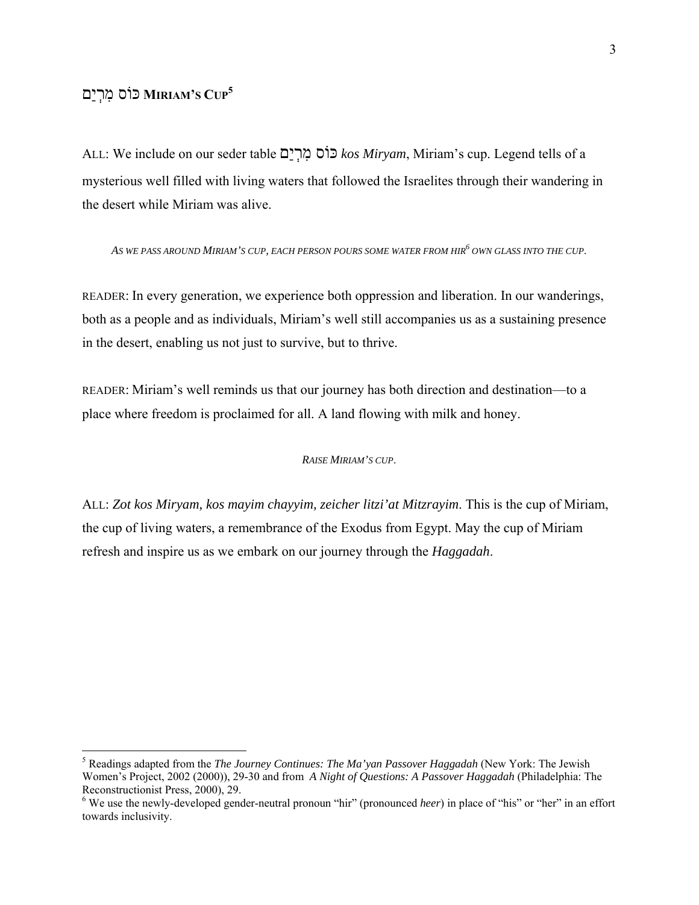## כּוֹס מִרְיָם MIRIAM'S CUP[5]

ALL: We include on our seder table כּוֹס מִרְיָם *kos Miryam*, Miriam's cup. Legend tells of a mysterious well filled with living waters that followed the Israelites through their wandering in the desert while Miriam was alive.

*AS WE PASS AROUND MIRIAM'S CUP, EACH PERSON POURS SOME WATER FROM HIR[6] OWN GLASS INTO THE CUP.*

READER: In every generation, we experience both oppression and liberation. In our wanderings, both as a people and as individuals, Miriam's well still accompanies us as a sustaining presence in the desert, enabling us not just to survive, but to thrive.

READER: Miriam's well reminds us that our journey has both direction and destination—to a place where freedom is proclaimed for all. A land flowing with milk and honey.

*RAISE MIRIAM'S CUP.*

ALL: *Zot kos Miryam, kos mayim chayyim, zeicher litzi'at Mitzrayim*. This is the cup of Miriam, the cup of living waters, a remembrance of the Exodus from Egypt. May the cup of Miriam refresh and inspire us as we embark on our journey through the *Haggadah*.

---

[5] Readings adapted from the *The Journey Continues: The Ma'yan Passover Haggadah* (New York: The Jewish Women's Project, 2002 (2000)), 29-30 and from *A Night of Questions: A Passover Haggadah* (Philadelphia: The Reconstructionist Press, 2000), 29.

[6] We use the newly-developed gender-neutral pronoun "hir" (pronounced *heer*) in place of "his" or "her" in an effort towards inclusivity.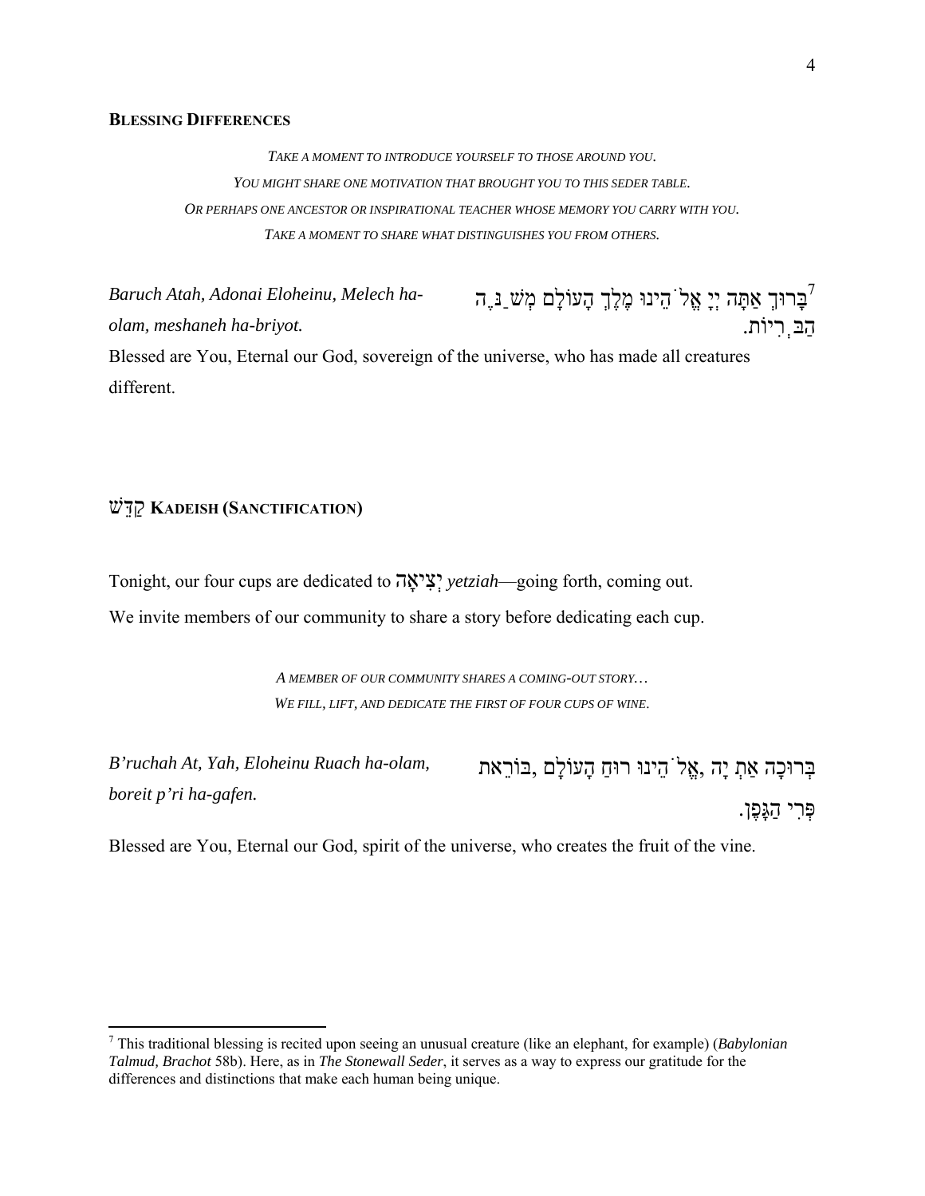## BLESSING DIFFERENCES

*TAKE A MOMENT TO INTRODUCE YOURSELF TO THOSE AROUND YOU.*

*YOU MIGHT SHARE ONE MOTIVATION THAT BROUGHT YOU TO THIS SEDER TABLE.*

*OR PERHAPS ONE ANCESTOR OR INSPIRATIONAL TEACHER WHOSE MEMORY YOU CARRY WITH YOU.*

*TAKE A MOMENT TO SHARE WHAT DISTINGUISHES YOU FROM OTHERS.*

[7]בָּרוּךְ אַתָּה יְיָ אֱלֹהֵינוּ מֶלֶךְ הָעוֹלָם מְשַׁנֶּה הַבְּרִיּוֹת.

*Baruch Atah, Adonai Eloheinu, Melech ha-olam, meshaneh ha-briyot.*

Blessed are You, Eternal our God, sovereign of the universe, who has made all creatures different.

## קַדֵּשׁ KADEISH (SANCTIFICATION)

Tonight, our four cups are dedicated to יְצִיאָה *yetziah*—going forth, coming out.

We invite members of our community to share a story before dedicating each cup.

*A MEMBER OF OUR COMMUNITY SHARES A COMING-OUT STORY…*

*WE FILL, LIFT, AND DEDICATE THE FIRST OF FOUR CUPS OF WINE.*

בְּרוּכָה אַתְּ יָהּ, אֱלֹהֵינוּ רוּחַ הָעוֹלָם, בּוֹרֵאת פְּרִי הַגָּפֶן.

*B'ruchah At, Yah, Eloheinu Ruach ha-olam, boreit p'ri ha-gafen.*

Blessed are You, Eternal our God, spirit of the universe, who creates the fruit of the vine.

---

[7] This traditional blessing is recited upon seeing an unusual creature (like an elephant, for example) (*Babylonian Talmud, Brachot* 58b). Here, as in *The Stonewall Seder*, it serves as a way to express our gratitude for the differences and distinctions that make each human being unique.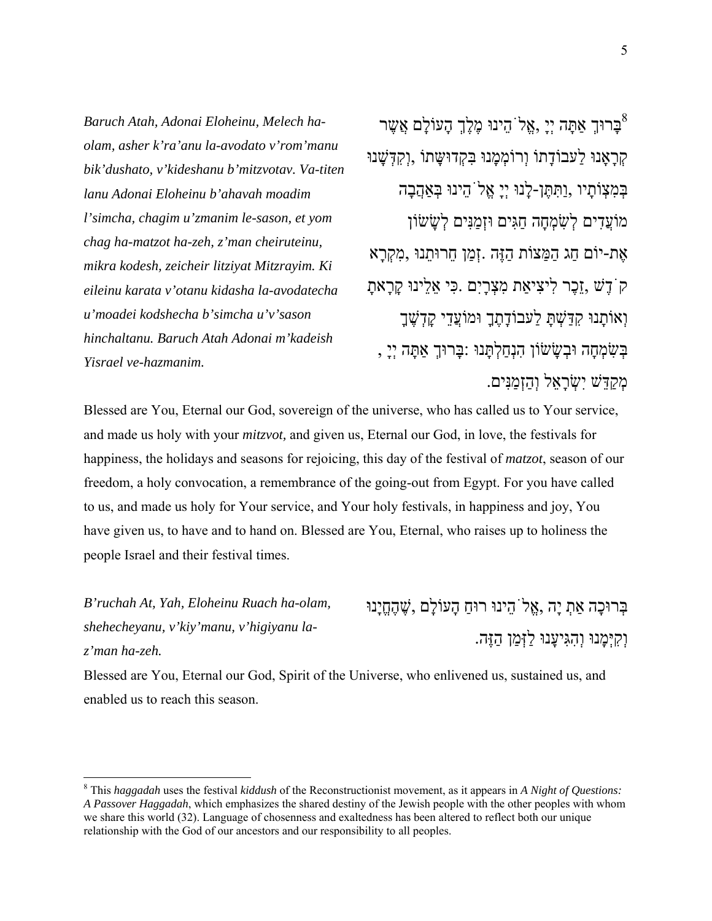*Baruch Atah, Adonai Eloheinu, Melech ha-olam, asher k'ra'anu la-avodato v'rom'manu bik'dushato, v'kideshanu b'mitzvotav. Va-titen lanu Adonai Eloheinu b'ahavah moadim l'simcha, chagim u'zmanim le-sason, et yom chag ha-matzot ha-zeh, z'man cheiruteinu, mikra kodesh, zeicheir litziyat Mitzrayim. Ki eileinu karata v'otanu kidasha la-avodatecha u'moadei kodshecha b'simcha u'v'sason hinchaltanu. Baruch Atah Adonai m'kadeish Yisrael ve-hazmanim.*

[8] בָּרוּךְ אַתָּה יְיָ ,אֱלֹ־הֵינוּ מֶלֶךְ הָעוֹלָם אֲשֶׁר קְרָאָנוּ לַעֲבוֹדָתוֹ וְרוֹמְמָנוּ בִּקְדוּשָּׁתוֹ ,וְקִדְּשָׁנוּ בְּמִצְוֹתָיו ,וַתִּתֶּן-לָנוּ יְיָ אֱלֹ־הֵינוּ בְּאַהֲבָה מוֹעֲדִים לְשִׂמְחָה חַגִּים וּזְמַנִּים לְשָׂשׂוֹן אֶת-יוֹם חַג הַמַּצּוֹת הַזֶּה .זְמַן חֵרוּתֵנוּ ,מִקְרָא קֹדֶשׁ ,זֵכֶר לִיצִיאַת מִצְרָיִם .כִּי אֵלֵינוּ קָרָאתָ וְאוֹתָנוּ קִדַּשְׁתָּ לַעֲבוֹדָתֶךָ וּמוֹעֲדֵי קָדְשֶׁךָ בְּשִׂמְחָה וּבְשָׂשׂוֹן הִנְחַלְתָּנוּ :בָּרוּךְ אַתָּה יְיָ , מְקַדֵּשׁ יִשְׂרָאֵל וְהַזְּמַנִּים.

Blessed are You, Eternal our God, sovereign of the universe, who has called us to Your service, and made us holy with your *mitzvot,* and given us, Eternal our God, in love, the festivals for happiness, the holidays and seasons for rejoicing, this day of the festival of *matzot*, season of our freedom, a holy convocation, a remembrance of the going-out from Egypt. For you have called to us, and made us holy for Your service, and Your holy festivals, in happiness and joy, You have given us, to have and to hand on. Blessed are You, Eternal, who raises up to holiness the people Israel and their festival times.

*B'ruchah At, Yah, Eloheinu Ruach ha-olam, shehecheyanu, v'kiy'manu, v'higiyanu la-z'man ha-zeh.*

בְּרוּכָה אַתְ יָה ,אֱלֹ־הֵינוּ רוּחַ הָעוֹלָם ,שֶׁהֶחֱיָנוּ וְקִיְּמָנוּ וְהִגִּיעָנוּ לַזְּמַן הַזֶּה.

Blessed are You, Eternal our God, Spirit of the Universe, who enlivened us, sustained us, and enabled us to reach this season.

---

[8] This *haggadah* uses the festival *kiddush* of the Reconstructionist movement, as it appears in *A Night of Questions: A Passover Haggadah*, which emphasizes the shared destiny of the Jewish people with the other peoples with whom we share this world (32). Language of chosenness and exaltedness has been altered to reflect both our unique relationship with the God of our ancestors and our responsibility to all peoples.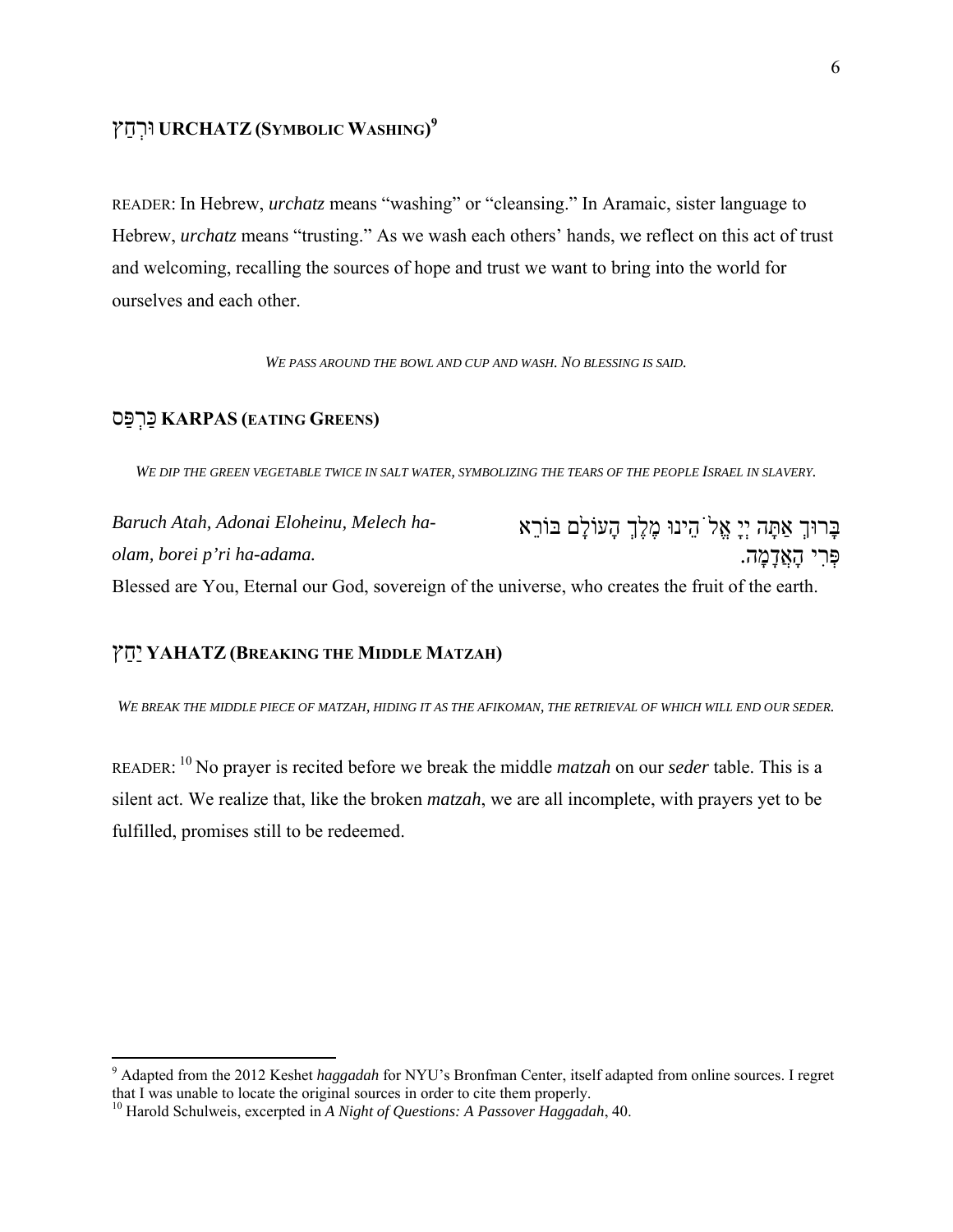## וּרְחַץ URCHATZ (SYMBOLIC WASHING)[9]

READER: In Hebrew, *urchatz* means "washing" or "cleansing." In Aramaic, sister language to Hebrew, *urchatz* means "trusting." As we wash each others' hands, we reflect on this act of trust and welcoming, recalling the sources of hope and trust we want to bring into the world for ourselves and each other.

*WE PASS AROUND THE BOWL AND CUP AND WASH. NO BLESSING IS SAID.*

## כַּרְפַּס KARPAS (EATING GREENS)

*WE DIP THE GREEN VEGETABLE TWICE IN SALT WATER, SYMBOLIZING THE TEARS OF THE PEOPLE ISRAEL IN SLAVERY.*

*Baruch Atah, Adonai Eloheinu, Melech ha-olam, borei p'ri ha-adama.*

בָּרוּךְ אַתָּה יְיָ אֱלֹהֵינוּ מֶלֶךְ הָעוֹלָם בּוֹרֵא פְּרִי הָאֲדָמָה.

Blessed are You, Eternal our God, sovereign of the universe, who creates the fruit of the earth.

## יַחַץ YAHATZ (BREAKING THE MIDDLE MATZAH)

*WE BREAK THE MIDDLE PIECE OF MATZAH, HIDING IT AS THE AFIKOMAN, THE RETRIEVAL OF WHICH WILL END OUR SEDER.*

READER: [10] No prayer is recited before we break the middle *matzah* on our *seder* table. This is a silent act. We realize that, like the broken *matzah*, we are all incomplete, with prayers yet to be fulfilled, promises still to be redeemed.

---

[9] Adapted from the 2012 Keshet *haggadah* for NYU's Bronfman Center, itself adapted from online sources. I regret that I was unable to locate the original sources in order to cite them properly.

[10] Harold Schulweis, excerpted in *A Night of Questions: A Passover Haggadah*, 40.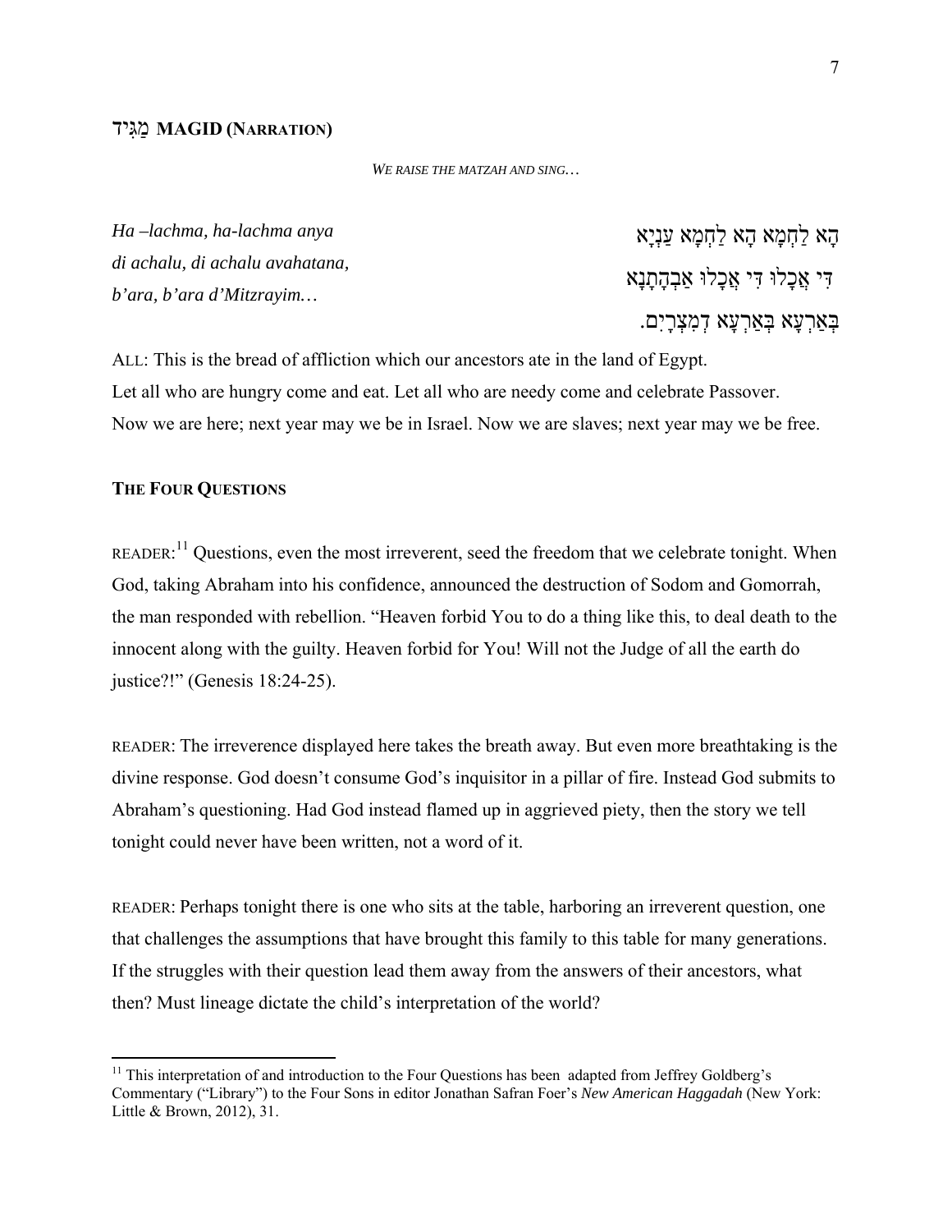## מַגִּיד MAGID (NARRATION)

*WE RAISE THE MATZAH AND SING…*

*Ha –lachma, ha-lachma anya*
*di achalu, di achalu avahatana,*
*b'ara, b'ara d'Mitzrayim…*

הָא לַחְמָא הָא לַחְמָא עַנְיָא
דִּי אֲכָלוּ דִּי אֲכָלוּ אַבְהָתָנָא
בְּאַרְעָא בְּאַרְעָא דְמִצְרָיִם.

ALL: This is the bread of affliction which our ancestors ate in the land of Egypt.
Let all who are hungry come and eat. Let all who are needy come and celebrate Passover.
Now we are here; next year may we be in Israel. Now we are slaves; next year may we be free.

### THE FOUR QUESTIONS

READER:[11] Questions, even the most irreverent, seed the freedom that we celebrate tonight. When God, taking Abraham into his confidence, announced the destruction of Sodom and Gomorrah, the man responded with rebellion. "Heaven forbid You to do a thing like this, to deal death to the innocent along with the guilty. Heaven forbid for You! Will not the Judge of all the earth do justice?!" (Genesis 18:24-25).

READER: The irreverence displayed here takes the breath away. But even more breathtaking is the divine response. God doesn't consume God's inquisitor in a pillar of fire. Instead God submits to Abraham's questioning. Had God instead flamed up in aggrieved piety, then the story we tell tonight could never have been written, not a word of it.

READER: Perhaps tonight there is one who sits at the table, harboring an irreverent question, one that challenges the assumptions that have brought this family to this table for many generations. If the struggles with their question lead them away from the answers of their ancestors, what then? Must lineage dictate the child's interpretation of the world?

[11] This interpretation of and introduction to the Four Questions has been adapted from Jeffrey Goldberg's Commentary ("Library") to the Four Sons in editor Jonathan Safran Foer's *New American Haggadah* (New York: Little & Brown, 2012), 31.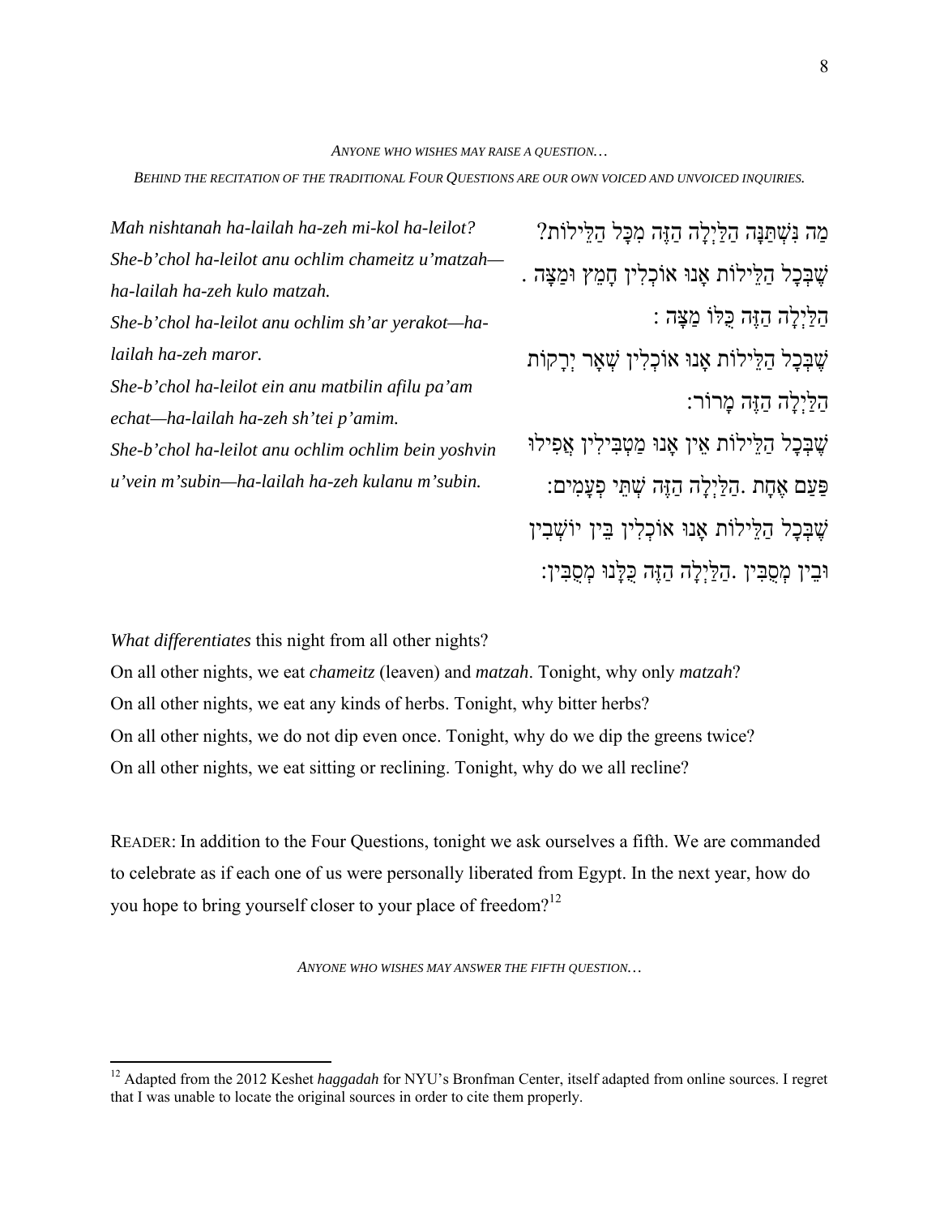*ANYONE WHO WISHES MAY RAISE A QUESTION…*

*BEHIND THE RECITATION OF THE TRADITIONAL FOUR QUESTIONS ARE OUR OWN VOICED AND UNVOICED INQUIRIES.*

מַה נִּשְׁתַּנָּה הַלַּיְלָה הַזֶּה מִכָּל הַלֵּילוֹת?
שֶׁבְּכָל הַלֵּילוֹת אָנוּ אוֹכְלִין חָמֵץ וּמַצָּה .
הַלַּיְלָה הַזֶּה כֻּלּוֹ מַצָּה :
שֶׁבְּכָל הַלֵּילוֹת אָנוּ אוֹכְלִין שְׁאָר יְרָקוֹת
הַלַּיְלָה הַזֶּה מָרוֹר:
שֶׁבְּכָל הַלֵּילוֹת אֵין אָנוּ מַטְבִּילִין אֲפִילוּ
פַּעַם אֶחָת .הַלַּיְלָה הַזֶּה שְׁתֵּי פְעָמִים:
שֶׁבְּכָל הַלֵּילוֹת אָנוּ אוֹכְלִין בֵּין יוֹשְׁבִין
וּבֵין מְסֻבִּין .הַלַּיְלָה הַזֶּה כֻּלָּנוּ מְסֻבִּין:

*Mah nishtanah ha-lailah ha-zeh mi-kol ha-leilot?*
*She-b'chol ha-leilot anu ochlim chameitz u'matzah—ha-lailah ha-zeh kulo matzah.*
*She-b'chol ha-leilot anu ochlim sh'ar yerakot—ha-lailah ha-zeh maror.*
*She-b'chol ha-leilot ein anu matbilin afilu pa'am echat—ha-lailah ha-zeh sh'tei p'amim.*
*She-b'chol ha-leilot anu ochlim ochlim bein yoshvin u'vein m'subin—ha-lailah ha-zeh kulanu m'subin.*

*What differentiates* this night from all other nights?
On all other nights, we eat *chameitz* (leaven) and *matzah*. Tonight, why only *matzah*?
On all other nights, we eat any kinds of herbs. Tonight, why bitter herbs?
On all other nights, we do not dip even once. Tonight, why do we dip the greens twice?
On all other nights, we eat sitting or reclining. Tonight, why do we all recline?

READER: In addition to the Four Questions, tonight we ask ourselves a fifth. We are commanded to celebrate as if each one of us were personally liberated from Egypt. In the next year, how do you hope to bring yourself closer to your place of freedom?[12]

*ANYONE WHO WISHES MAY ANSWER THE FIFTH QUESTION…*

[12] Adapted from the 2012 Keshet *haggadah* for NYU's Bronfman Center, itself adapted from online sources. I regret that I was unable to locate the original sources in order to cite them properly.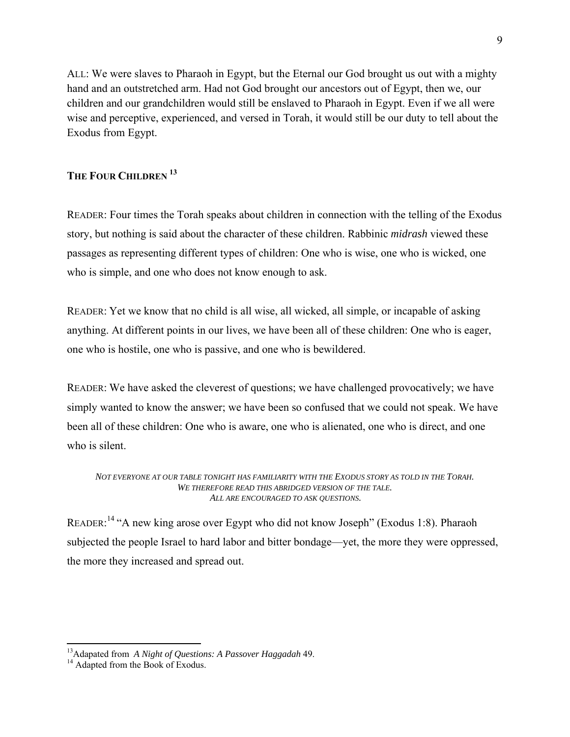ALL: We were slaves to Pharaoh in Egypt, but the Eternal our God brought us out with a mighty hand and an outstretched arm. Had not God brought our ancestors out of Egypt, then we, our children and our grandchildren would still be enslaved to Pharaoh in Egypt. Even if we all were wise and perceptive, experienced, and versed in Torah, it would still be our duty to tell about the Exodus from Egypt.

## THE FOUR CHILDREN [13]

READER: Four times the Torah speaks about children in connection with the telling of the Exodus story, but nothing is said about the character of these children. Rabbinic *midrash* viewed these passages as representing different types of children: One who is wise, one who is wicked, one who is simple, and one who does not know enough to ask.

READER: Yet we know that no child is all wise, all wicked, all simple, or incapable of asking anything. At different points in our lives, we have been all of these children: One who is eager, one who is hostile, one who is passive, and one who is bewildered.

READER: We have asked the cleverest of questions; we have challenged provocatively; we have simply wanted to know the answer; we have been so confused that we could not speak. We have been all of these children: One who is aware, one who is alienated, one who is direct, and one who is silent.

*NOT EVERYONE AT OUR TABLE TONIGHT HAS FAMILIARITY WITH THE EXODUS STORY AS TOLD IN THE TORAH. WE THEREFORE READ THIS ABRIDGED VERSION OF THE TALE. ALL ARE ENCOURAGED TO ASK QUESTIONS.*

READER:[14] "A new king arose over Egypt who did not know Joseph" (Exodus 1:8). Pharaoh subjected the people Israel to hard labor and bitter bondage—yet, the more they were oppressed, the more they increased and spread out.

---

[13] Adapated from *A Night of Questions: A Passover Haggadah* 49.

[14] Adapted from the Book of Exodus.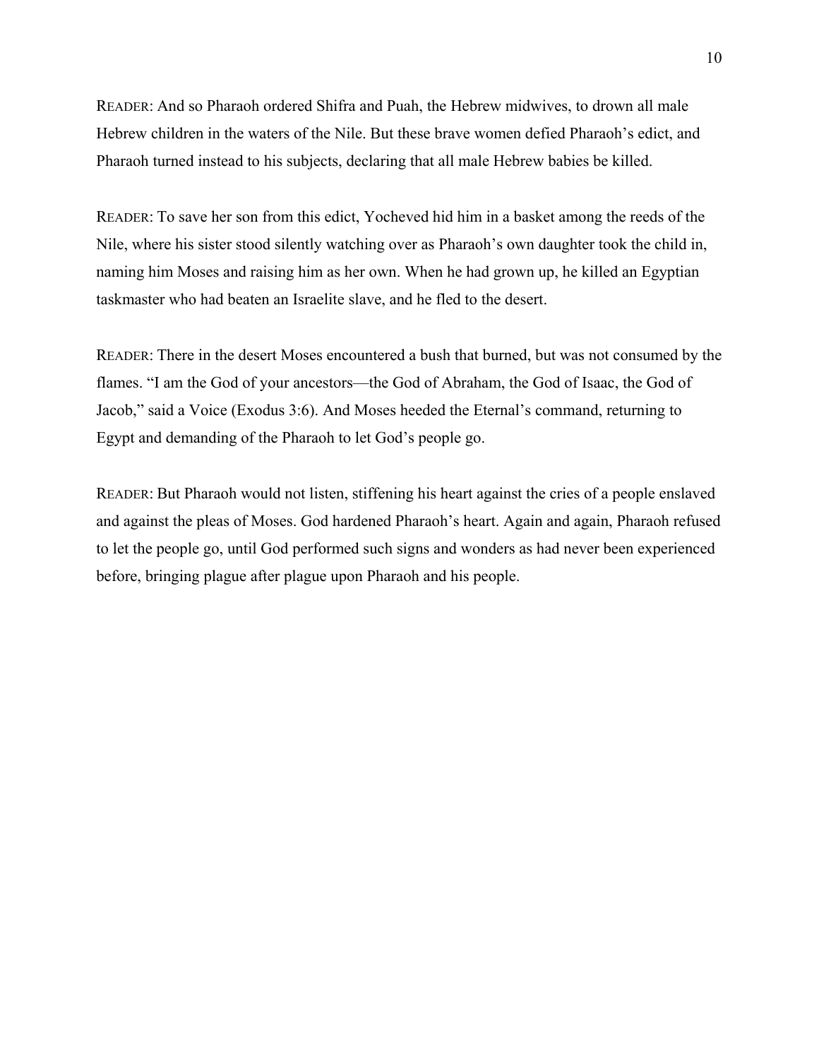READER: And so Pharaoh ordered Shifra and Puah, the Hebrew midwives, to drown all male Hebrew children in the waters of the Nile. But these brave women defied Pharaoh's edict, and Pharaoh turned instead to his subjects, declaring that all male Hebrew babies be killed.

READER: To save her son from this edict, Yocheved hid him in a basket among the reeds of the Nile, where his sister stood silently watching over as Pharaoh's own daughter took the child in, naming him Moses and raising him as her own. When he had grown up, he killed an Egyptian taskmaster who had beaten an Israelite slave, and he fled to the desert.

READER: There in the desert Moses encountered a bush that burned, but was not consumed by the flames. "I am the God of your ancestors—the God of Abraham, the God of Isaac, the God of Jacob," said a Voice (Exodus 3:6). And Moses heeded the Eternal's command, returning to Egypt and demanding of the Pharaoh to let God's people go.

READER: But Pharaoh would not listen, stiffening his heart against the cries of a people enslaved and against the pleas of Moses. God hardened Pharaoh's heart. Again and again, Pharaoh refused to let the people go, until God performed such signs and wonders as had never been experienced before, bringing plague after plague upon Pharaoh and his people.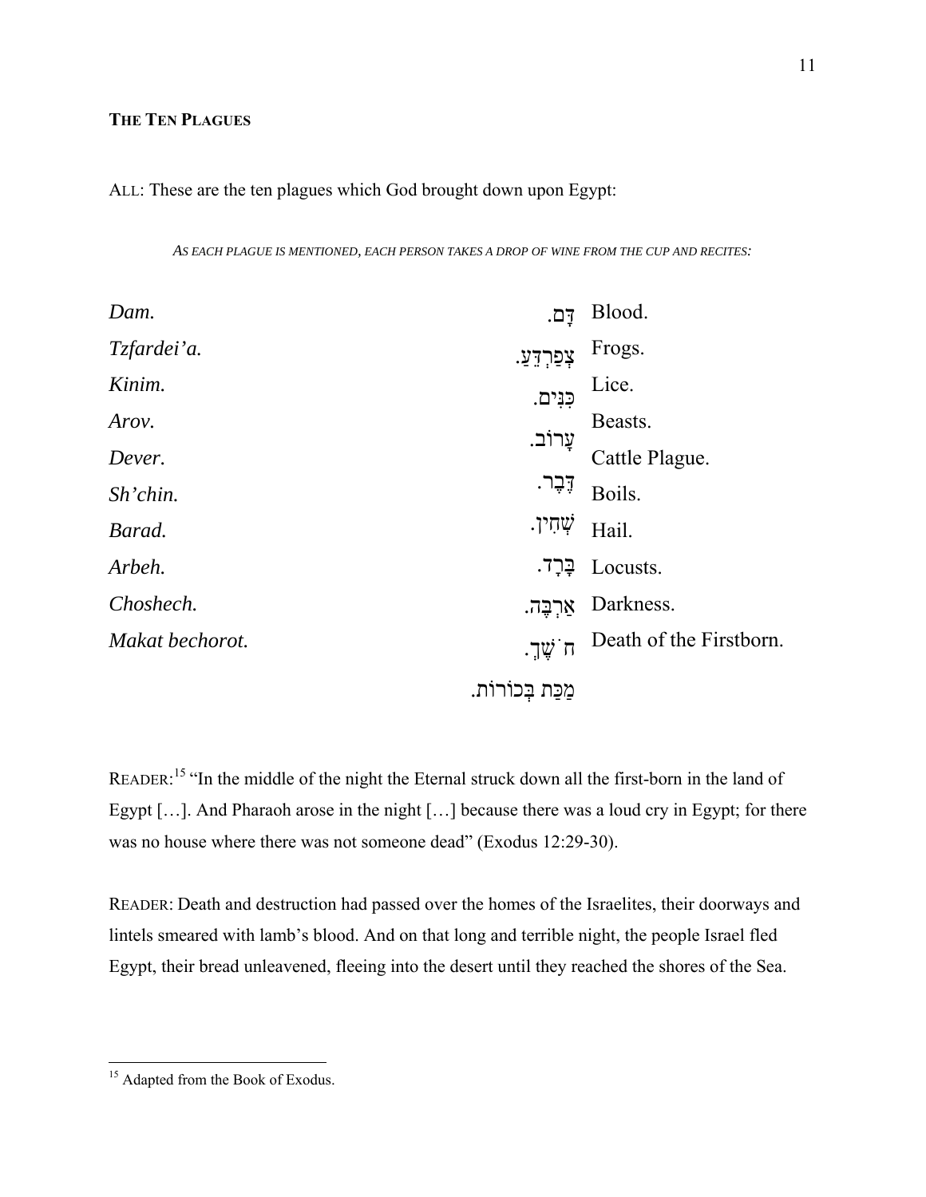**THE TEN PLAGUES**

ALL: These are the ten plagues which God brought down upon Egypt:

*AS EACH PLAGUE IS MENTIONED, EACH PERSON TAKES A DROP OF WINE FROM THE CUP AND RECITES:*

| | | |
|---|---|---|
| *Dam.* | דָּם. | Blood. |
| *Tzfardei'a.* | צְפַרְדֵּעַ. | Frogs. |
| *Kinim.* | כִּנִּים. | Lice. |
| *Arov.* | עָרוֹב. | Beasts. |
| *Dever.* | דֶּבֶר. | Cattle Plague. |
| *Sh'chin.* | שְׁחִין. | Boils. |
| *Barad.* | בָּרָד. | Hail. |
| *Arbeh.* | אַרְבֶּה. | Locusts. |
| *Choshech.* | חֹשֶׁךְ. | Darkness. |
| *Makat bechorot.* | מַכַּת בְּכוֹרוֹת. | Death of the Firstborn. |

READER:[15] "In the middle of the night the Eternal struck down all the first-born in the land of Egypt […]. And Pharaoh arose in the night […] because there was a loud cry in Egypt; for there was no house where there was not someone dead" (Exodus 12:29-30).

READER: Death and destruction had passed over the homes of the Israelites, their doorways and lintels smeared with lamb's blood. And on that long and terrible night, the people Israel fled Egypt, their bread unleavened, fleeing into the desert until they reached the shores of the Sea.

---

[15] Adapted from the Book of Exodus.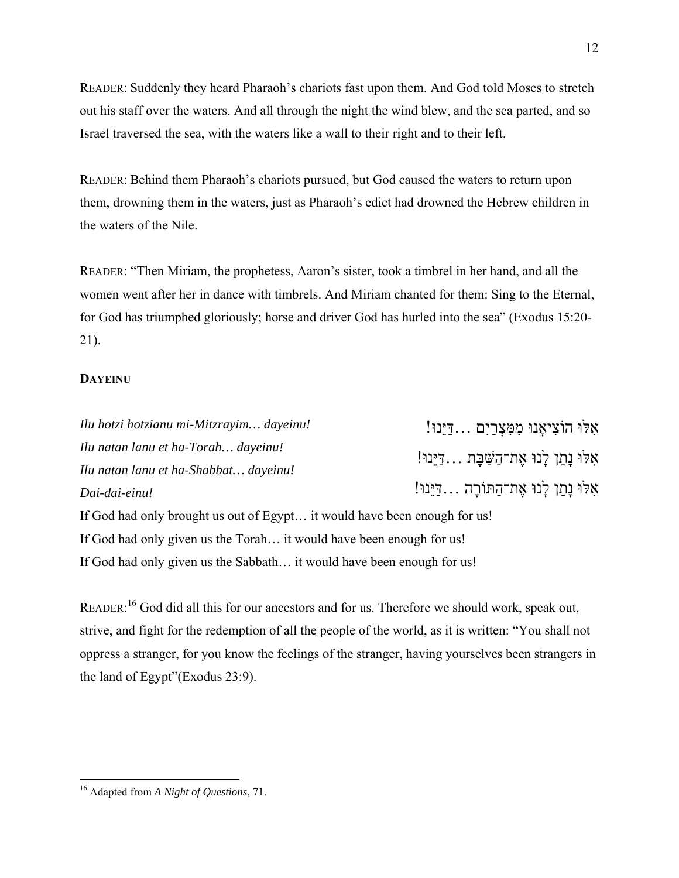READER: Suddenly they heard Pharaoh's chariots fast upon them. And God told Moses to stretch out his staff over the waters. And all through the night the wind blew, and the sea parted, and so Israel traversed the sea, with the waters like a wall to their right and to their left.

READER: Behind them Pharaoh's chariots pursued, but God caused the waters to return upon them, drowning them in the waters, just as Pharaoh's edict had drowned the Hebrew children in the waters of the Nile.

READER: "Then Miriam, the prophetess, Aaron's sister, took a timbrel in her hand, and all the women went after her in dance with timbrels. And Miriam chanted for them: Sing to the Eternal, for God has triumphed gloriously; horse and driver God has hurled into the sea" (Exodus 15:20-21).

### DAYEINU

*Ilu hotzi hotzianu mi-Mitzrayim… dayeinu!*
*Ilu natan lanu et ha-Torah… dayeinu!*
*Ilu natan lanu et ha-Shabbat… dayeinu!*
*Dai-dai-einu!*

אִלּוּ הוֹצִיאָנוּ מִמִּצְרַיִם ...דַּיֵּנוּ!
אִלּוּ נָתַן לָנוּ אֶת־הַשַּׁבָּת ...דַּיֵּנוּ!
אִלּוּ נָתַן לָנוּ אֶת־הַתּוֹרָה ...דַּיֵּנוּ!

If God had only brought us out of Egypt… it would have been enough for us!
If God had only given us the Torah… it would have been enough for us!
If God had only given us the Sabbath… it would have been enough for us!

READER:[16] God did all this for our ancestors and for us. Therefore we should work, speak out, strive, and fight for the redemption of all the people of the world, as it is written: "You shall not oppress a stranger, for you know the feelings of the stranger, having yourselves been strangers in the land of Egypt"(Exodus 23:9).

---

[16] Adapted from *A Night of Questions*, 71.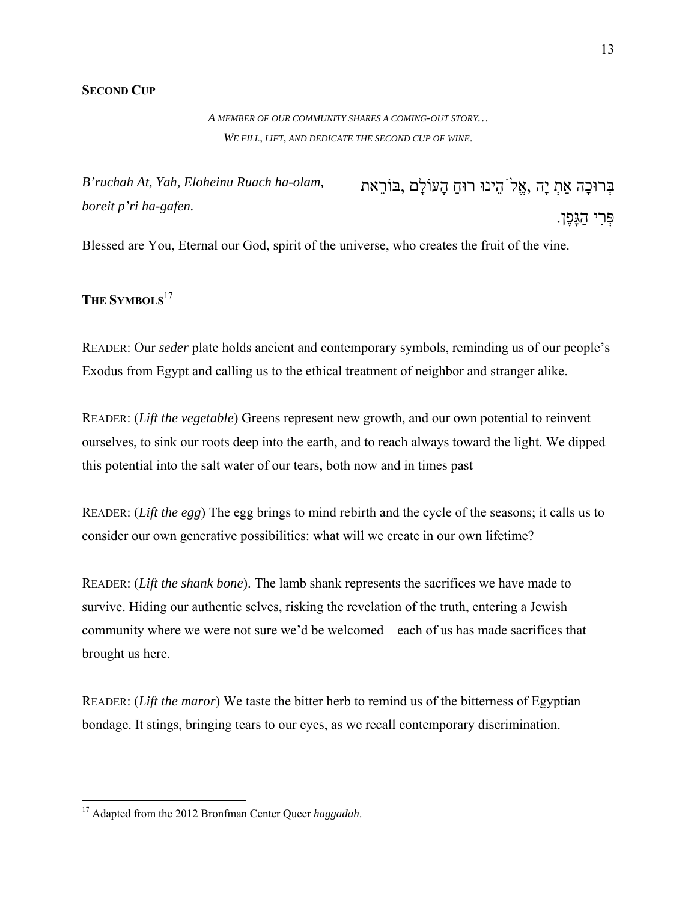## SECOND CUP

*A MEMBER OF OUR COMMUNITY SHARES A COMING-OUT STORY…*
*WE FILL, LIFT, AND DEDICATE THE SECOND CUP OF WINE.*

*B'ruchah At, Yah, Eloheinu Ruach ha-olam, boreit p'ri ha-gafen.*

בְּרוּכָה אַתְּ יָהּ ,אֱלֹ־הֵינוּ רוּחַ הָעוֹלָם ,בּוֹרֵאת פְּרִי הַגָּפֶן.

Blessed are You, Eternal our God, spirit of the universe, who creates the fruit of the vine.

## THE SYMBOLS[17]

READER: Our *seder* plate holds ancient and contemporary symbols, reminding us of our people's Exodus from Egypt and calling us to the ethical treatment of neighbor and stranger alike.

READER: (*Lift the vegetable*) Greens represent new growth, and our own potential to reinvent ourselves, to sink our roots deep into the earth, and to reach always toward the light. We dipped this potential into the salt water of our tears, both now and in times past

READER: (*Lift the egg*) The egg brings to mind rebirth and the cycle of the seasons; it calls us to consider our own generative possibilities: what will we create in our own lifetime?

READER: (*Lift the shank bone*). The lamb shank represents the sacrifices we have made to survive. Hiding our authentic selves, risking the revelation of the truth, entering a Jewish community where we were not sure we'd be welcomed—each of us has made sacrifices that brought us here.

READER: (*Lift the maror*) We taste the bitter herb to remind us of the bitterness of Egyptian bondage. It stings, bringing tears to our eyes, as we recall contemporary discrimination.

---

[17] Adapted from the 2012 Bronfman Center Queer *haggadah*.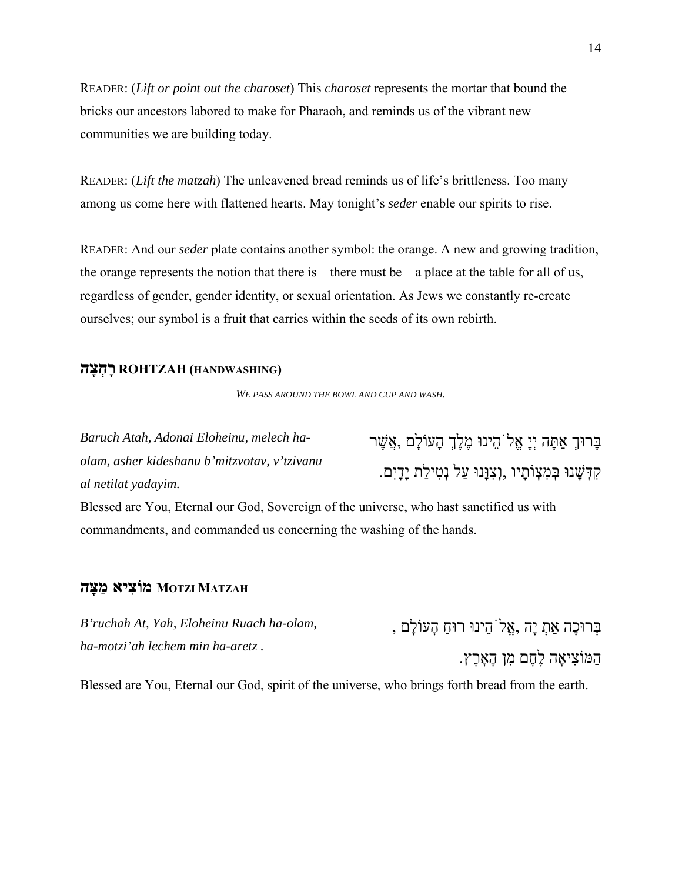READER: (*Lift or point out the charoset*) This *charoset* represents the mortar that bound the bricks our ancestors labored to make for Pharaoh, and reminds us of the vibrant new communities we are building today.

READER: (*Lift the matzah*) The unleavened bread reminds us of life's brittleness. Too many among us come here with flattened hearts. May tonight's *seder* enable our spirits to rise.

READER: And our *seder* plate contains another symbol: the orange. A new and growing tradition, the orange represents the notion that there is—there must be—a place at the table for all of us, regardless of gender, gender identity, or sexual orientation. As Jews we constantly re-create ourselves; our symbol is a fruit that carries within the seeds of its own rebirth.

## רָחְצָה ROHTZAH (HANDWASHING)

*WE PASS AROUND THE BOWL AND CUP AND WASH.*

*Baruch Atah, Adonai Eloheinu, melech ha-olam, asher kideshanu b'mitzvotav, v'tzivanu al netilat yadayim.*

בָּרוּךְ אַתָּה יְיָ אֱלֹהֵינוּ מֶלֶךְ הָעוֹלָם ,אֲשֶׁר קִדְּשָׁנוּ בְּמִצְוֹתָיו ,וְצִוָּנוּ עַל נְטִילַת יָדָיִם.

Blessed are You, Eternal our God, Sovereign of the universe, who hast sanctified us with commandments, and commanded us concerning the washing of the hands.

## מוֹצִיא מַצָּה MOTZI MATZAH

*B'ruchah At, Yah, Eloheinu Ruach ha-olam, ha-motzi'ah lechem min ha-aretz .*

בְּרוּכָה אַתְ יָה ,אֱלֹהֵינוּ רוּחַ הָעוֹלָם , הַמּוֹצִיאָה לֶחֶם מִן הָאָרֶץ.

Blessed are You, Eternal our God, spirit of the universe, who brings forth bread from the earth.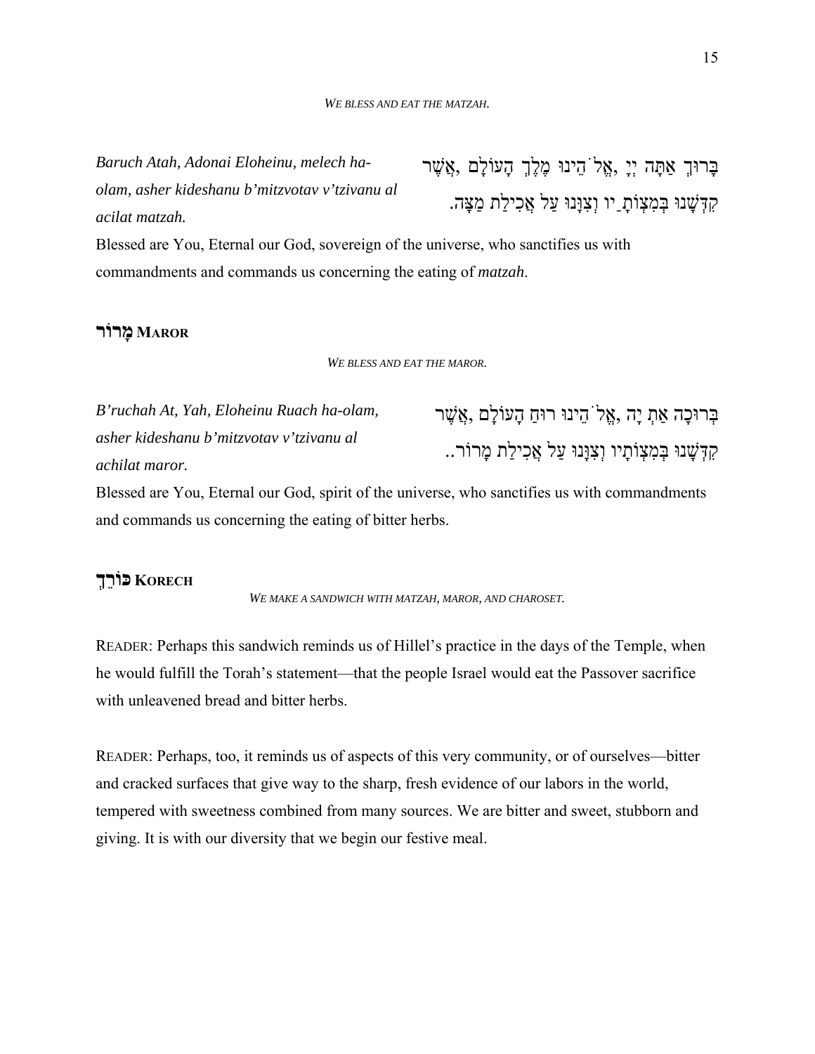*WE BLESS AND EAT THE MATZAH.*

*Baruch Atah, Adonai Eloheinu, melech ha-olam, asher kideshanu b'mitzvotav v'tzivanu al acilat matzah.*

בָּרוּךְ אַתָּה יְיָ ,אֱלֹ˙הֵינוּ מֶלֶךְ הָעוֹלָם ,אֲשֶׁר קִדְּשָׁנוּ בְּמִצְוֹתָ˙יו וְצִוָּנוּ עַל אֲכִילַת מַצָּה.

Blessed are You, Eternal our God, sovereign of the universe, who sanctifies us with commandments and commands us concerning the eating of *matzah*.

## מָרוֹר MAROR

*WE BLESS AND EAT THE MAROR.*

*B'ruchah At, Yah, Eloheinu Ruach ha-olam, asher kideshanu b'mitzvotav v'tzivanu al achilat maror.*

בְּרוּכָה אַתְּ יָה ,אֱלֹ˙הֵינוּ רוּחַ הָעוֹלָם ,אֲשֶׁר קִדְּשָׁנוּ בְּמִצְוֹתָיו וְצִוָּנוּ עַל אֲכִילַת מָרוֹר..

Blessed are You, Eternal our God, spirit of the universe, who sanctifies us with commandments and commands us concerning the eating of bitter herbs.

## כּוֹרֵךְ KORECH

*WE MAKE A SANDWICH WITH MATZAH, MAROR, AND CHAROSET.*

READER: Perhaps this sandwich reminds us of Hillel's practice in the days of the Temple, when he would fulfill the Torah's statement—that the people Israel would eat the Passover sacrifice with unleavened bread and bitter herbs.

READER: Perhaps, too, it reminds us of aspects of this very community, or of ourselves—bitter and cracked surfaces that give way to the sharp, fresh evidence of our labors in the world, tempered with sweetness combined from many sources. We are bitter and sweet, stubborn and giving. It is with our diversity that we begin our festive meal.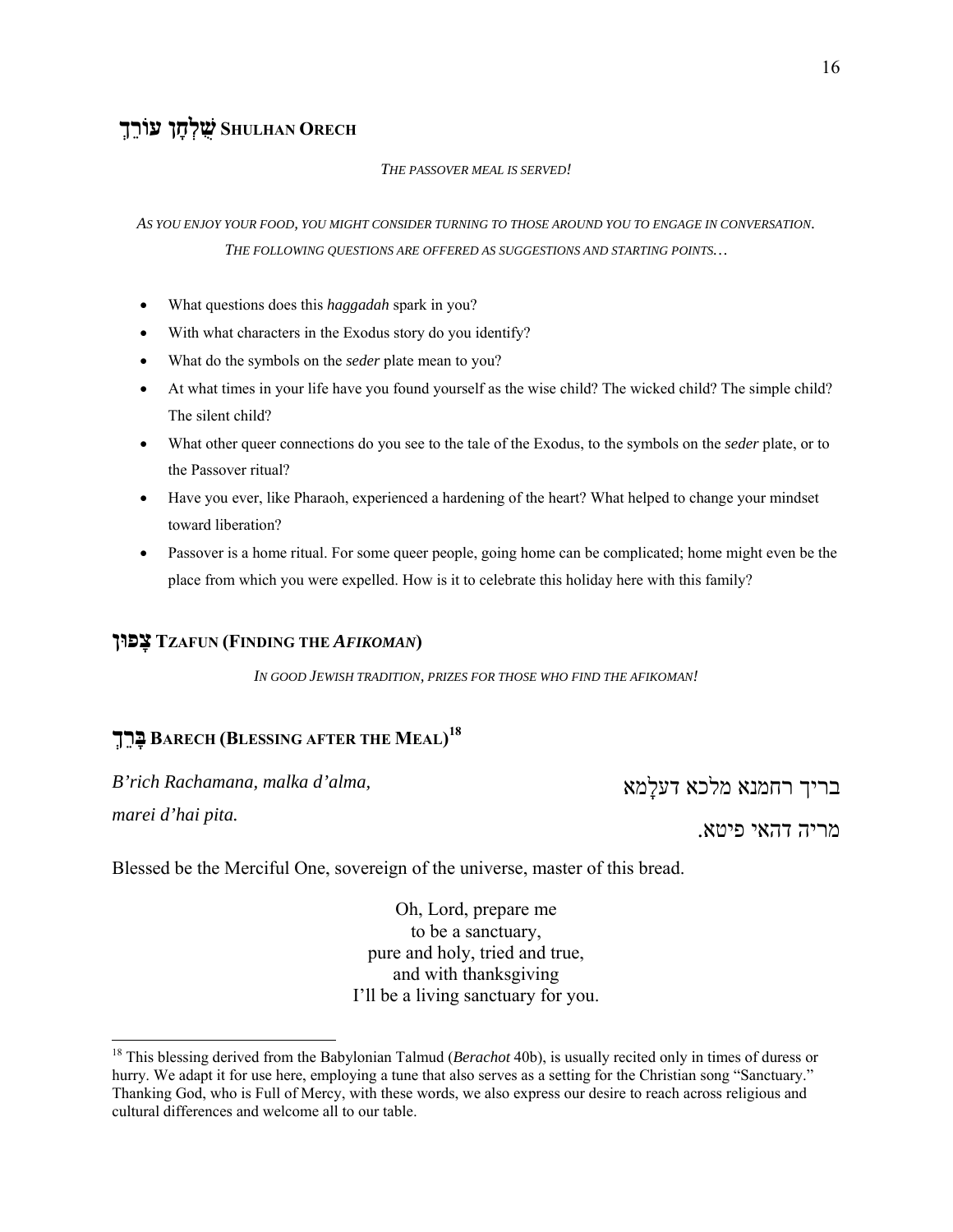## שֻׁלְחָן עוֹרֵךְ SHULHAN ORECH

*THE PASSOVER MEAL IS SERVED!*

*AS YOU ENJOY YOUR FOOD, YOU MIGHT CONSIDER TURNING TO THOSE AROUND YOU TO ENGAGE IN CONVERSATION. THE FOLLOWING QUESTIONS ARE OFFERED AS SUGGESTIONS AND STARTING POINTS…*

- What questions does this *haggadah* spark in you?
- With what characters in the Exodus story do you identify?
- What do the symbols on the *seder* plate mean to you?
- At what times in your life have you found yourself as the wise child? The wicked child? The simple child? The silent child?
- What other queer connections do you see to the tale of the Exodus, to the symbols on the *seder* plate, or to the Passover ritual?
- Have you ever, like Pharaoh, experienced a hardening of the heart? What helped to change your mindset toward liberation?
- Passover is a home ritual. For some queer people, going home can be complicated; home might even be the place from which you were expelled. How is it to celebrate this holiday here with this family?

## צָפוּן TZAFUN (FINDING THE *AFIKOMAN*)

*IN GOOD JEWISH TRADITION, PRIZES FOR THOSE WHO FIND THE AFIKOMAN!*

## בָּרֵךְ BARECH (BLESSING AFTER THE MEAL)[18]

*B'rich Rachamana, malka d'alma,*
*marei d'hai pita.*

בריך רחמנא מלכא דעָלְמא
מריה דהאי פיטא.

Blessed be the Merciful One, sovereign of the universe, master of this bread.

Oh, Lord, prepare me
to be a sanctuary,
pure and holy, tried and true,
and with thanksgiving
I'll be a living sanctuary for you.

---

[18] This blessing derived from the Babylonian Talmud (*Berachot* 40b), is usually recited only in times of duress or hurry. We adapt it for use here, employing a tune that also serves as a setting for the Christian song "Sanctuary." Thanking God, who is Full of Mercy, with these words, we also express our desire to reach across religious and cultural differences and welcome all to our table.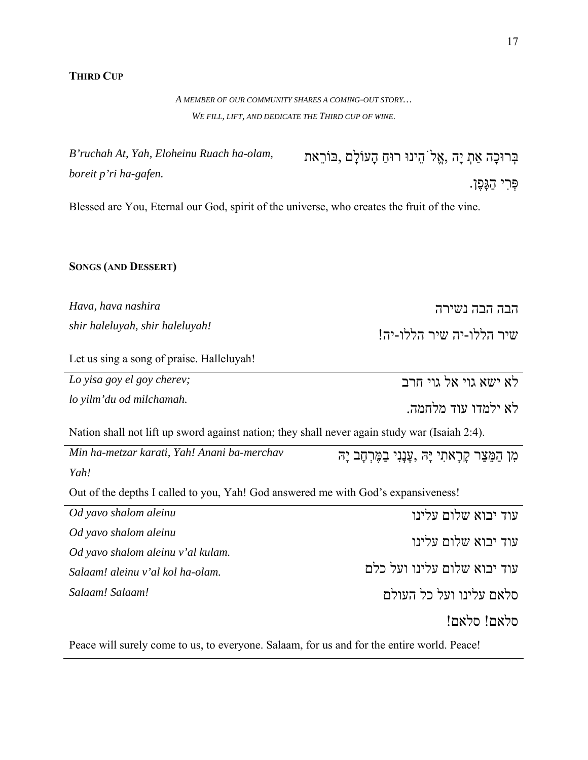## THIRD CUP

*A MEMBER OF OUR COMMUNITY SHARES A COMING-OUT STORY…*

*WE FILL, LIFT, AND DEDICATE THE THIRD CUP OF WINE.*

*B'ruchah At, Yah, Eloheinu Ruach ha-olam, boreit p'ri ha-gafen.*

בְּרוּכָה אַתְּ יָהּ ,אֱלֹ ֹהֵינוּ רוּחַ הָעוֹלָם ,בּוֹרֵאת פְּרִי הַגָּפֶן.

Blessed are You, Eternal our God, spirit of the universe, who creates the fruit of the vine.

## SONGS (AND DESSERT)

*Hava, hava nashira*
*shir haleluyah, shir haleluyah!*

הבה הבה נשירה
שיר הללו-יה שיר הללו-יה!

Let us sing a song of praise. Halleluyah!

---

*Lo yisa goy el goy cherev;*
*lo yilm'du od milchamah.*

לא ישא גוי אל גוי חרב
לא ילמדו עוד מלחמה.

Nation shall not lift up sword against nation; they shall never again study war (Isaiah 2:4).

---

*Min ha-metzar karati, Yah! Anani ba-merchav Yah!*

מִן הַמֵּצַר קָרָאתִי יָּהּ ,עָנָנִי בַמֶּרְחָב יָהּ

Out of the depths I called to you, Yah! God answered me with God's expansiveness!

---

*Od yavo shalom aleinu*
*Od yavo shalom aleinu*
*Od yavo shalom aleinu v'al kulam.*
*Salaam! aleinu v'al kol ha-olam.*
*Salaam! Salaam!*

עוד יבוא שלום עלינו
עוד יבוא שלום עלינו
עוד יבוא שלום עלינו ועל כלם
סלאם עלינו ועל כל העולם
סלאם! סלאם!

Peace will surely come to us, to everyone. Salaam, for us and for the entire world. Peace!

---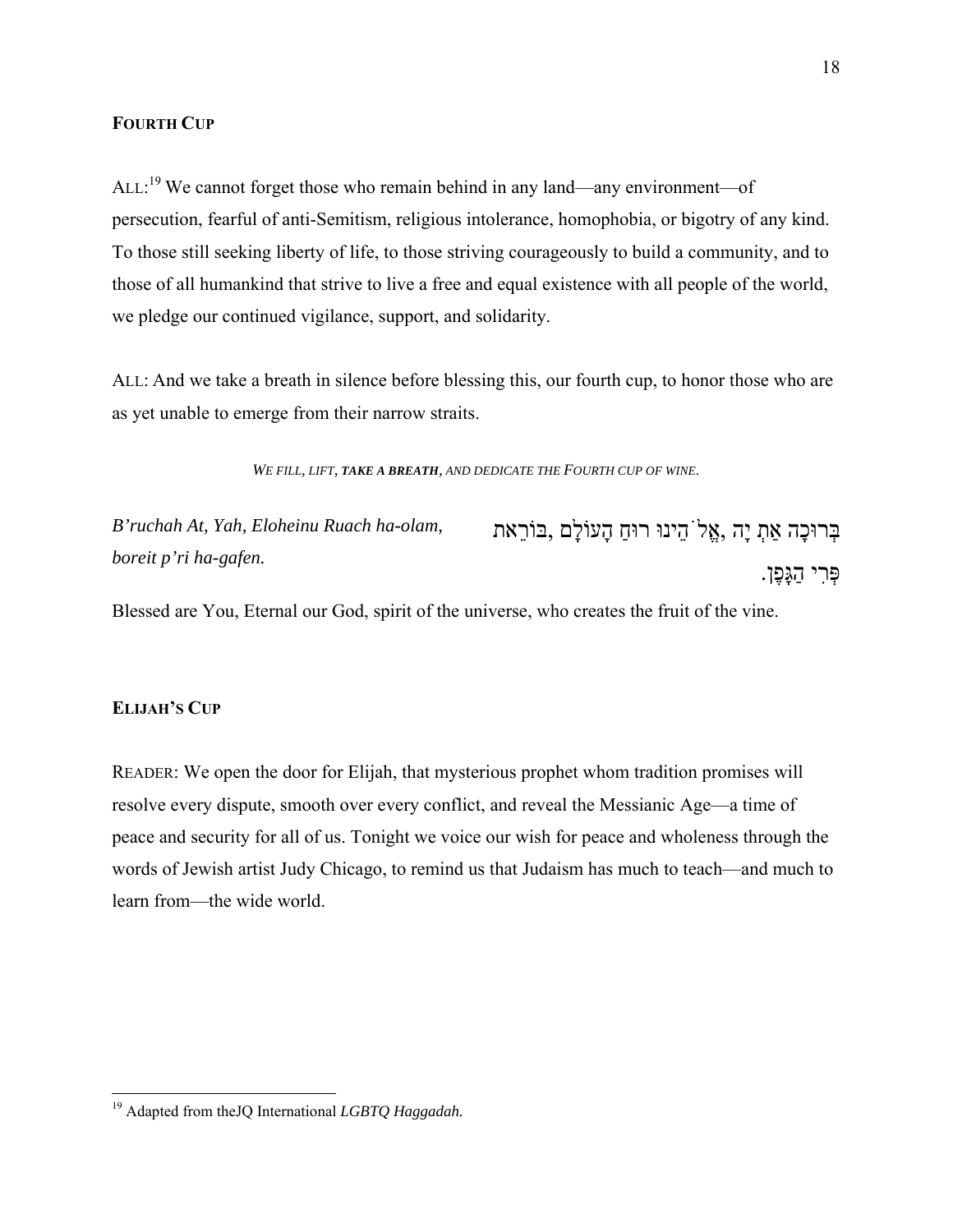## FOURTH CUP

ALL:[19] We cannot forget those who remain behind in any land—any environment—of persecution, fearful of anti-Semitism, religious intolerance, homophobia, or bigotry of any kind. To those still seeking liberty of life, to those striving courageously to build a community, and to those of all humankind that strive to live a free and equal existence with all people of the world, we pledge our continued vigilance, support, and solidarity.

ALL: And we take a breath in silence before blessing this, our fourth cup, to honor those who are as yet unable to emerge from their narrow straits.

*WE FILL, LIFT, **TAKE A BREATH**, AND DEDICATE THE FOURTH CUP OF WINE.*

*B'ruchah At, Yah, Eloheinu Ruach ha-olam, boreit p'ri ha-gafen.*

בְּרוּכָה אַתְּ יָהּ ,אֱלֹהֵינוּ רוּחַ הָעוֹלָם ,בּוֹרֵאת פְּרִי הַגָּפֶן.

Blessed are You, Eternal our God, spirit of the universe, who creates the fruit of the vine.

## ELIJAH'S CUP

READER: We open the door for Elijah, that mysterious prophet whom tradition promises will resolve every dispute, smooth over every conflict, and reveal the Messianic Age—a time of peace and security for all of us. Tonight we voice our wish for peace and wholeness through the words of Jewish artist Judy Chicago, to remind us that Judaism has much to teach—and much to learn from—the wide world.

---

[19] Adapted from theJQ International *LGBTQ Haggadah.*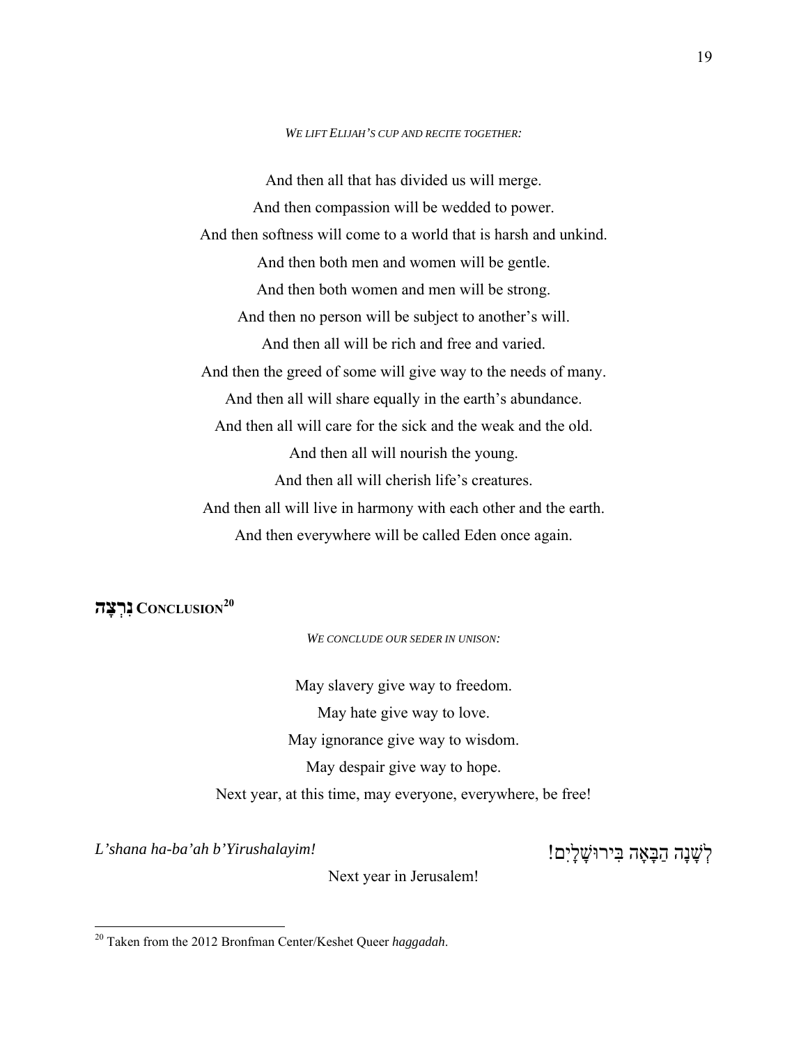*WE LIFT ELIJAH'S CUP AND RECITE TOGETHER:*

And then all that has divided us will merge.
And then compassion will be wedded to power.
And then softness will come to a world that is harsh and unkind.
And then both men and women will be gentle.
And then both women and men will be strong.
And then no person will be subject to another's will.
And then all will be rich and free and varied.
And then the greed of some will give way to the needs of many.
And then all will share equally in the earth's abundance.
And then all will care for the sick and the weak and the old.
And then all will nourish the young.
And then all will cherish life's creatures.
And then all will live in harmony with each other and the earth.
And then everywhere will be called Eden once again.

## נִרְצָה CONCLUSION[20]

*WE CONCLUDE OUR SEDER IN UNISON:*

May slavery give way to freedom.
May hate give way to love.
May ignorance give way to wisdom.
May despair give way to hope.
Next year, at this time, may everyone, everywhere, be free!

*L'shana ha-ba'ah b'Yirushalayim!* לְשָׁנָה הַבָּאָה בִּירוּשָׁלָיִם!

Next year in Jerusalem!

[20] Taken from the 2012 Bronfman Center/Keshet Queer *haggadah*.